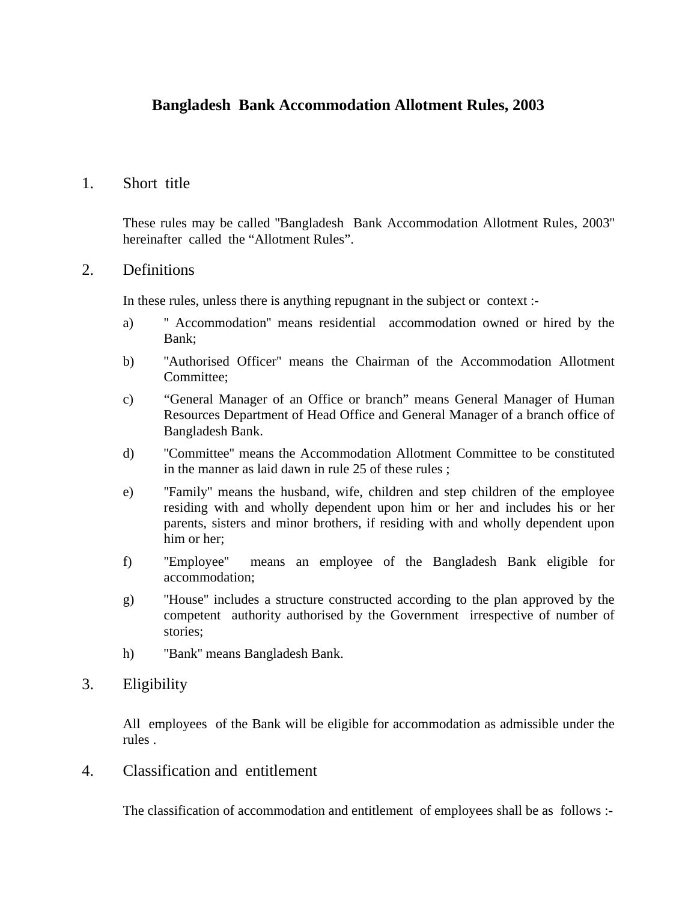# Bangladesh Bank Accommodation Allotment Rules, 2003

## 1. Short title

These rules may be called "Bangladesh Bank Accommodation Allotment Rules, 2003" hereinafter called the "Allotment Rules".

## 2. Definitions

In these rules, unless there is anything repugnant in the subject or context :-

a) " Accommodation" means residential accommodation owned or hired by the Bank;

b) "Authorised Officer" means the Chairman of the Accommodation Allotment Committee;

c) "General Manager of an Office or branch" means General Manager of Human Resources Department of Head Office and General Manager of a branch office of Bangladesh Bank.

d) "Committee" means the Accommodation Allotment Committee to be constituted in the manner as laid dawn in rule 25 of these rules ;

e) "Family" means the husband, wife, children and step children of the employee residing with and wholly dependent upon him or her and includes his or her parents, sisters and minor brothers, if residing with and wholly dependent upon him or her;

f) "Employee" means an employee of the Bangladesh Bank eligible for accommodation;

g) "House" includes a structure constructed according to the plan approved by the competent authority authorised by the Government irrespective of number of stories;

h) "Bank" means Bangladesh Bank.

## 3. Eligibility

All employees of the Bank will be eligible for accommodation as admissible under the rules .

## 4. Classification and entitlement

The classification of accommodation and entitlement of employees shall be as follows :-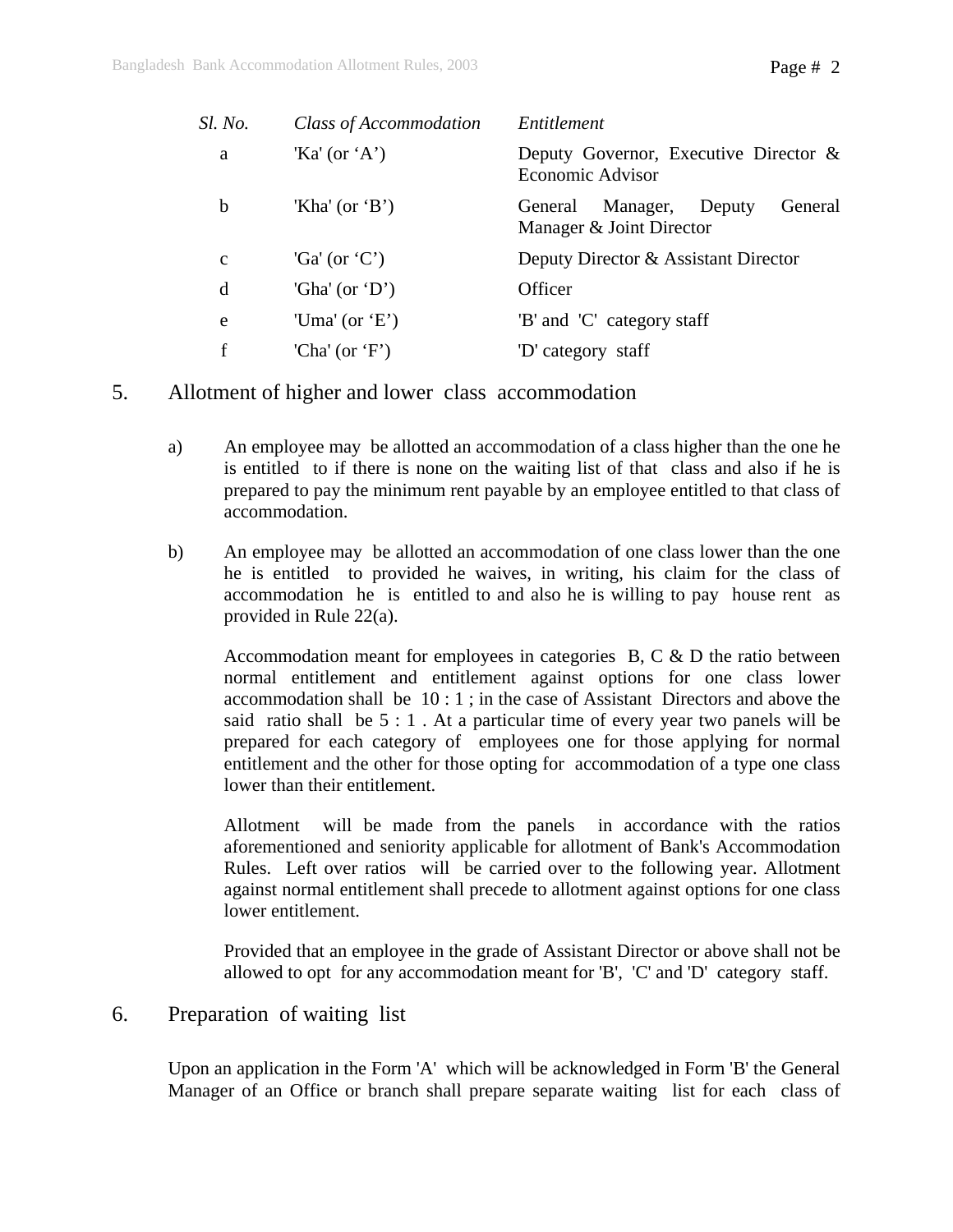| *Sl. No.* | *Class of Accommodation* | *Entitlement* |
|---|---|---|
| a | 'Ka' (or 'A') | Deputy Governor, Executive Director & Economic Advisor |
| b | 'Kha' (or 'B') | General Manager, Deputy General Manager & Joint Director |
| c | 'Ga' (or 'C') | Deputy Director & Assistant Director |
| d | 'Gha' (or 'D') | Officer |
| e | 'Uma' (or 'E') | 'B' and 'C' category staff |
| f | 'Cha' (or 'F') | 'D' category staff |

## 5. Allotment of higher and lower class accommodation

a) An employee may be allotted an accommodation of a class higher than the one he is entitled to if there is none on the waiting list of that class and also if he is prepared to pay the minimum rent payable by an employee entitled to that class of accommodation.

b) An employee may be allotted an accommodation of one class lower than the one he is entitled to provided he waives, in writing, his claim for the class of accommodation he is entitled to and also he is willing to pay house rent as provided in Rule 22(a).

Accommodation meant for employees in categories B, C & D the ratio between normal entitlement and entitlement against options for one class lower accommodation shall be 10 : 1 ; in the case of Assistant Directors and above the said ratio shall be 5 : 1 . At a particular time of every year two panels will be prepared for each category of employees one for those applying for normal entitlement and the other for those opting for accommodation of a type one class lower than their entitlement.

Allotment will be made from the panels in accordance with the ratios aforementioned and seniority applicable for allotment of Bank's Accommodation Rules. Left over ratios will be carried over to the following year. Allotment against normal entitlement shall precede to allotment against options for one class lower entitlement.

Provided that an employee in the grade of Assistant Director or above shall not be allowed to opt for any accommodation meant for 'B', 'C' and 'D' category staff.

## 6. Preparation of waiting list

Upon an application in the Form 'A' which will be acknowledged in Form 'B' the General Manager of an Office or branch shall prepare separate waiting list for each class of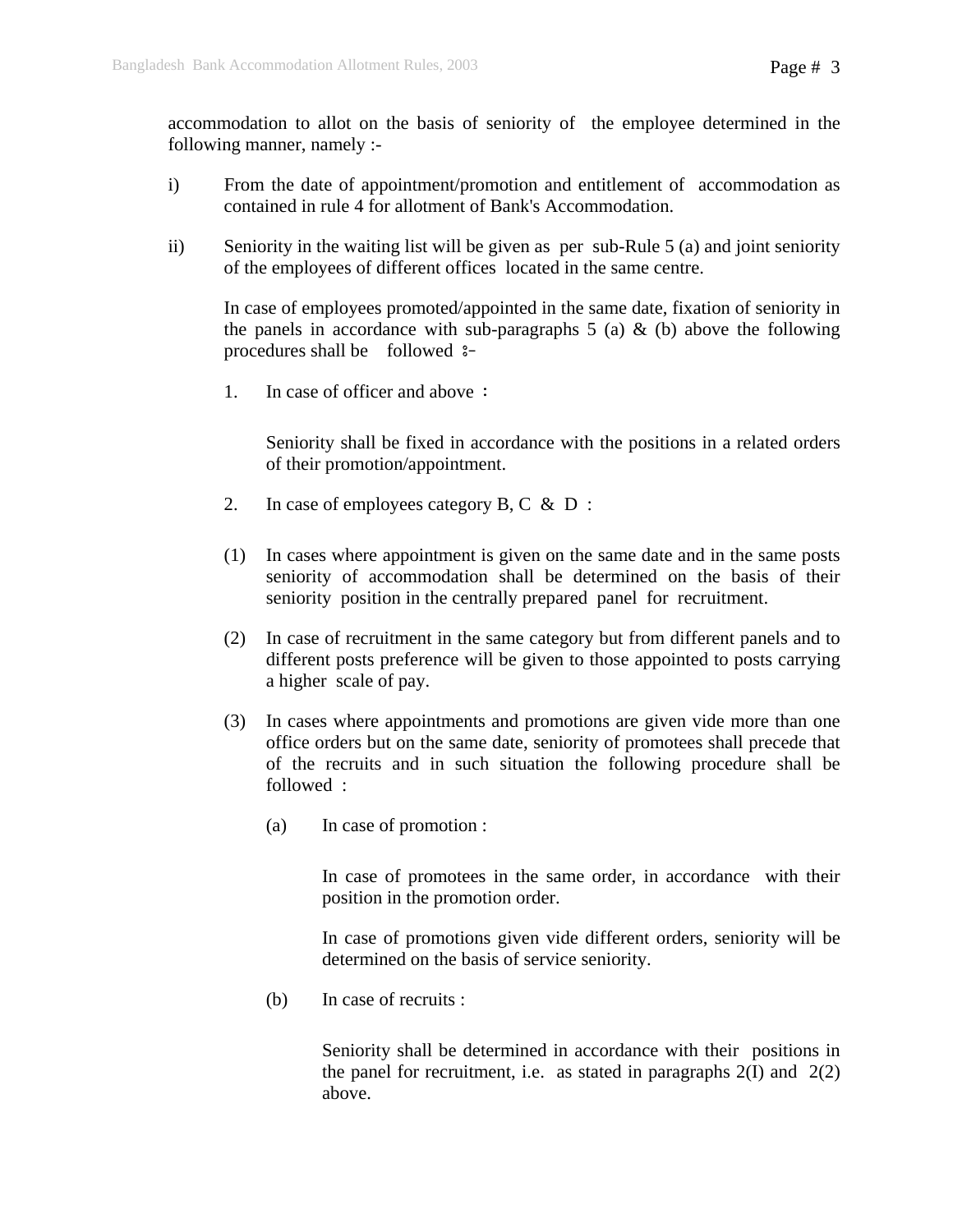accommodation to allot on the basis of seniority of the employee determined in the following manner, namely :-

i) From the date of appointment/promotion and entitlement of accommodation as contained in rule 4 for allotment of Bank's Accommodation.

ii) Seniority in the waiting list will be given as per sub-Rule 5 (a) and joint seniority of the employees of different offices located in the same centre.

In case of employees promoted/appointed in the same date, fixation of seniority in the panels in accordance with sub-paragraphs 5 (a) & (b) above the following procedures shall be followed ঃ-

1. In case of officer and above :

   Seniority shall be fixed in accordance with the positions in a related orders of their promotion/appointment.

2. In case of employees category B, C & D :

(1) In cases where appointment is given on the same date and in the same posts seniority of accommodation shall be determined on the basis of their seniority position in the centrally prepared panel for recruitment.

(2) In case of recruitment in the same category but from different panels and to different posts preference will be given to those appointed to posts carrying a higher scale of pay.

(3) In cases where appointments and promotions are given vide more than one office orders but on the same date, seniority of promotees shall precede that of the recruits and in such situation the following procedure shall be followed :

   (a) In case of promotion :

   In case of promotees in the same order, in accordance with their position in the promotion order.

   In case of promotions given vide different orders, seniority will be determined on the basis of service seniority.

   (b) In case of recruits :

   Seniority shall be determined in accordance with their positions in the panel for recruitment, i.e. as stated in paragraphs 2(I) and 2(2) above.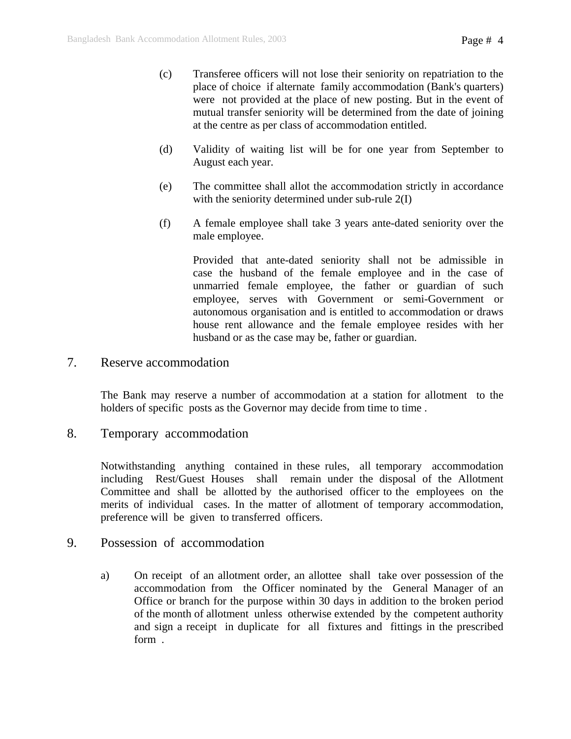(c) Transferee officers will not lose their seniority on repatriation to the place of choice if alternate family accommodation (Bank's quarters) were not provided at the place of new posting. But in the event of mutual transfer seniority will be determined from the date of joining at the centre as per class of accommodation entitled.

(d) Validity of waiting list will be for one year from September to August each year.

(e) The committee shall allot the accommodation strictly in accordance with the seniority determined under sub-rule 2(I)

(f) A female employee shall take 3 years ante-dated seniority over the male employee.

Provided that ante-dated seniority shall not be admissible in case the husband of the female employee and in the case of unmarried female employee, the father or guardian of such employee, serves with Government or semi-Government or autonomous organisation and is entitled to accommodation or draws house rent allowance and the female employee resides with her husband or as the case may be, father or guardian.

## 7. Reserve accommodation

The Bank may reserve a number of accommodation at a station for allotment to the holders of specific posts as the Governor may decide from time to time .

## 8. Temporary accommodation

Notwithstanding anything contained in these rules, all temporary accommodation including Rest/Guest Houses shall remain under the disposal of the Allotment Committee and shall be allotted by the authorised officer to the employees on the merits of individual cases. In the matter of allotment of temporary accommodation, preference will be given to transferred officers.

## 9. Possession of accommodation

a) On receipt of an allotment order, an allottee shall take over possession of the accommodation from the Officer nominated by the General Manager of an Office or branch for the purpose within 30 days in addition to the broken period of the month of allotment unless otherwise extended by the competent authority and sign a receipt in duplicate for all fixtures and fittings in the prescribed form .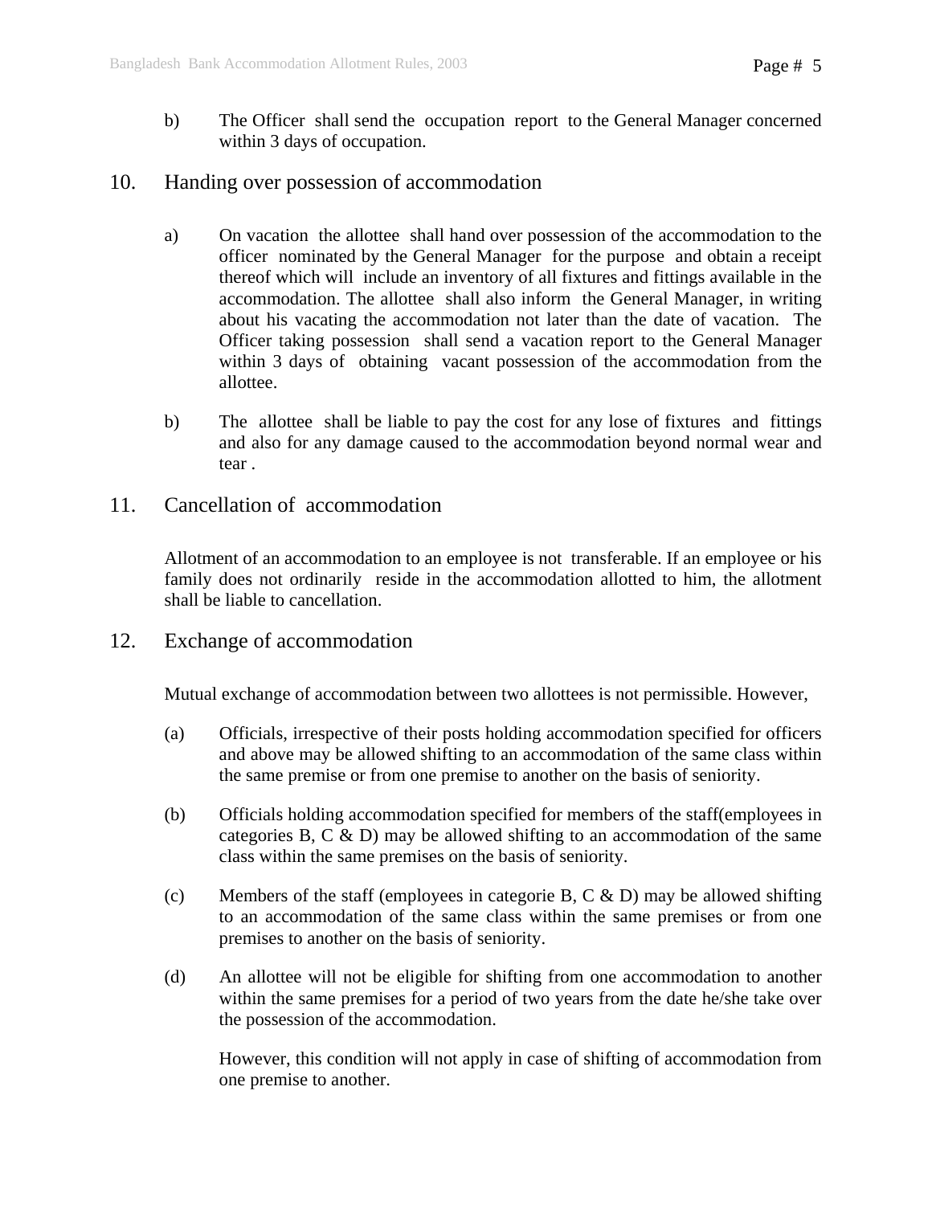b) The Officer shall send the occupation report to the General Manager concerned within 3 days of occupation.

## 10. Handing over possession of accommodation

a) On vacation the allottee shall hand over possession of the accommodation to the officer nominated by the General Manager for the purpose and obtain a receipt thereof which will include an inventory of all fixtures and fittings available in the accommodation. The allottee shall also inform the General Manager, in writing about his vacating the accommodation not later than the date of vacation. The Officer taking possession shall send a vacation report to the General Manager within 3 days of obtaining vacant possession of the accommodation from the allottee.

b) The allottee shall be liable to pay the cost for any lose of fixtures and fittings and also for any damage caused to the accommodation beyond normal wear and tear .

## 11. Cancellation of accommodation

Allotment of an accommodation to an employee is not transferable. If an employee or his family does not ordinarily reside in the accommodation allotted to him, the allotment shall be liable to cancellation.

## 12. Exchange of accommodation

Mutual exchange of accommodation between two allottees is not permissible. However,

(a) Officials, irrespective of their posts holding accommodation specified for officers and above may be allowed shifting to an accommodation of the same class within the same premise or from one premise to another on the basis of seniority.

(b) Officials holding accommodation specified for members of the staff(employees in categories B, C & D) may be allowed shifting to an accommodation of the same class within the same premises on the basis of seniority.

(c) Members of the staff (employees in categorie B, C & D) may be allowed shifting to an accommodation of the same class within the same premises or from one premises to another on the basis of seniority.

(d) An allottee will not be eligible for shifting from one accommodation to another within the same premises for a period of two years from the date he/she take over the possession of the accommodation.

However, this condition will not apply in case of shifting of accommodation from one premise to another.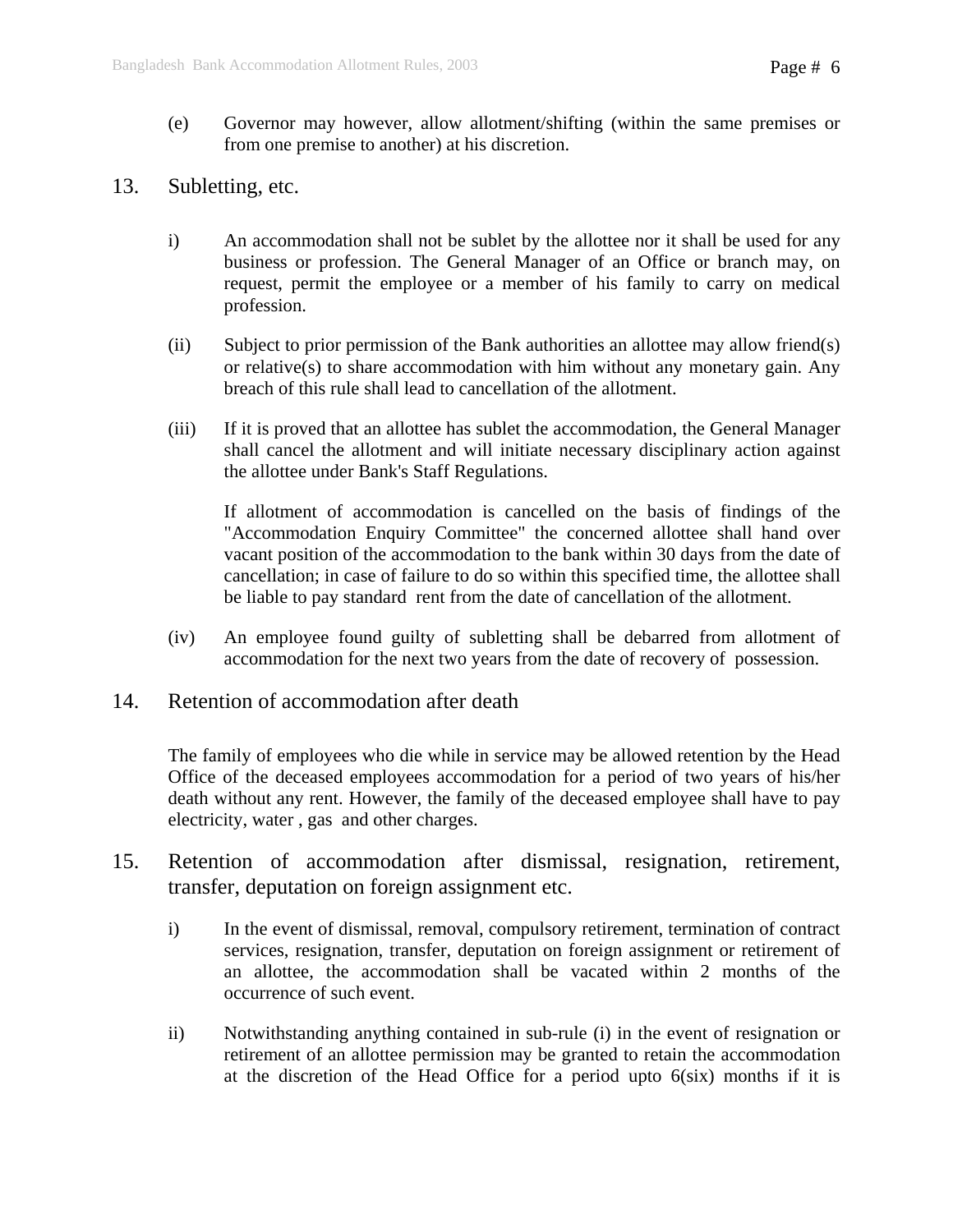(e) Governor may however, allow allotment/shifting (within the same premises or from one premise to another) at his discretion.

## 13. Subletting, etc.

i) An accommodation shall not be sublet by the allottee nor it shall be used for any business or profession. The General Manager of an Office or branch may, on request, permit the employee or a member of his family to carry on medical profession.

(ii) Subject to prior permission of the Bank authorities an allottee may allow friend(s) or relative(s) to share accommodation with him without any monetary gain. Any breach of this rule shall lead to cancellation of the allotment.

(iii) If it is proved that an allottee has sublet the accommodation, the General Manager shall cancel the allotment and will initiate necessary disciplinary action against the allottee under Bank's Staff Regulations.

If allotment of accommodation is cancelled on the basis of findings of the "Accommodation Enquiry Committee" the concerned allottee shall hand over vacant position of the accommodation to the bank within 30 days from the date of cancellation; in case of failure to do so within this specified time, the allottee shall be liable to pay standard rent from the date of cancellation of the allotment.

(iv) An employee found guilty of subletting shall be debarred from allotment of accommodation for the next two years from the date of recovery of possession.

## 14. Retention of accommodation after death

The family of employees who die while in service may be allowed retention by the Head Office of the deceased employees accommodation for a period of two years of his/her death without any rent. However, the family of the deceased employee shall have to pay electricity, water , gas and other charges.

## 15. Retention of accommodation after dismissal, resignation, retirement, transfer, deputation on foreign assignment etc.

i) In the event of dismissal, removal, compulsory retirement, termination of contract services, resignation, transfer, deputation on foreign assignment or retirement of an allottee, the accommodation shall be vacated within 2 months of the occurrence of such event.

ii) Notwithstanding anything contained in sub-rule (i) in the event of resignation or retirement of an allottee permission may be granted to retain the accommodation at the discretion of the Head Office for a period upto 6(six) months if it is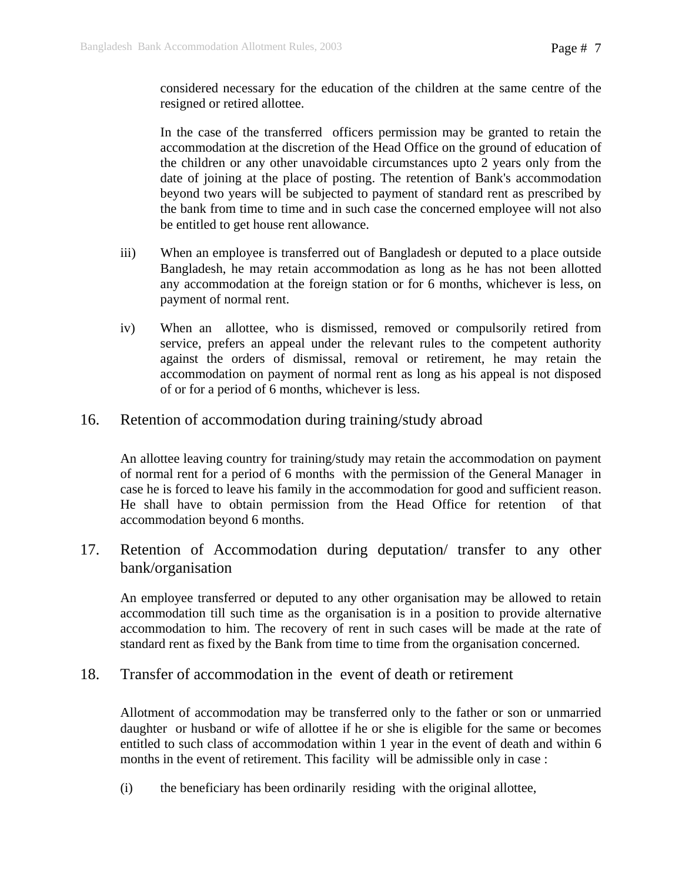considered necessary for the education of the children at the same centre of the resigned or retired allottee.

In the case of the transferred officers permission may be granted to retain the accommodation at the discretion of the Head Office on the ground of education of the children or any other unavoidable circumstances upto 2 years only from the date of joining at the place of posting. The retention of Bank's accommodation beyond two years will be subjected to payment of standard rent as prescribed by the bank from time to time and in such case the concerned employee will not also be entitled to get house rent allowance.

iii) When an employee is transferred out of Bangladesh or deputed to a place outside Bangladesh, he may retain accommodation as long as he has not been allotted any accommodation at the foreign station or for 6 months, whichever is less, on payment of normal rent.

iv) When an allottee, who is dismissed, removed or compulsorily retired from service, prefers an appeal under the relevant rules to the competent authority against the orders of dismissal, removal or retirement, he may retain the accommodation on payment of normal rent as long as his appeal is not disposed of or for a period of 6 months, whichever is less.

## 16. Retention of accommodation during training/study abroad

An allottee leaving country for training/study may retain the accommodation on payment of normal rent for a period of 6 months with the permission of the General Manager in case he is forced to leave his family in the accommodation for good and sufficient reason. He shall have to obtain permission from the Head Office for retention of that accommodation beyond 6 months.

## 17. Retention of Accommodation during deputation/ transfer to any other bank/organisation

An employee transferred or deputed to any other organisation may be allowed to retain accommodation till such time as the organisation is in a position to provide alternative accommodation to him. The recovery of rent in such cases will be made at the rate of standard rent as fixed by the Bank from time to time from the organisation concerned.

## 18. Transfer of accommodation in the event of death or retirement

Allotment of accommodation may be transferred only to the father or son or unmarried daughter or husband or wife of allottee if he or she is eligible for the same or becomes entitled to such class of accommodation within 1 year in the event of death and within 6 months in the event of retirement. This facility will be admissible only in case :

(i) the beneficiary has been ordinarily residing with the original allottee,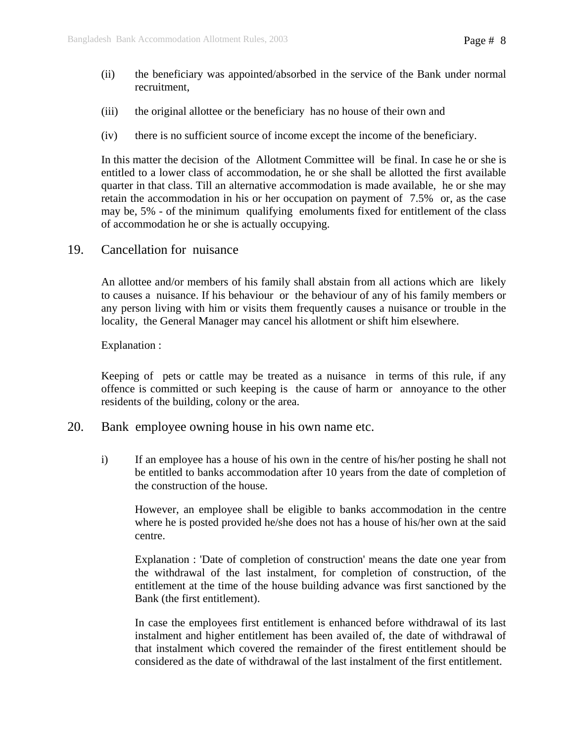(ii) the beneficiary was appointed/absorbed in the service of the Bank under normal recruitment,

(iii) the original allottee or the beneficiary has no house of their own and

(iv) there is no sufficient source of income except the income of the beneficiary.

In this matter the decision of the Allotment Committee will be final. In case he or she is entitled to a lower class of accommodation, he or she shall be allotted the first available quarter in that class. Till an alternative accommodation is made available, he or she may retain the accommodation in his or her occupation on payment of 7.5% or, as the case may be, 5% - of the minimum qualifying emoluments fixed for entitlement of the class of accommodation he or she is actually occupying.

## 19. Cancellation for nuisance

An allottee and/or members of his family shall abstain from all actions which are likely to causes a nuisance. If his behaviour or the behaviour of any of his family members or any person living with him or visits them frequently causes a nuisance or trouble in the locality, the General Manager may cancel his allotment or shift him elsewhere.

Explanation :

Keeping of pets or cattle may be treated as a nuisance in terms of this rule, if any offence is committed or such keeping is the cause of harm or annoyance to the other residents of the building, colony or the area.

## 20. Bank employee owning house in his own name etc.

i) If an employee has a house of his own in the centre of his/her posting he shall not be entitled to banks accommodation after 10 years from the date of completion of the construction of the house.

However, an employee shall be eligible to banks accommodation in the centre where he is posted provided he/she does not has a house of his/her own at the said centre.

Explanation : 'Date of completion of construction' means the date one year from the withdrawal of the last instalment, for completion of construction, of the entitlement at the time of the house building advance was first sanctioned by the Bank (the first entitlement).

In case the employees first entitlement is enhanced before withdrawal of its last instalment and higher entitlement has been availed of, the date of withdrawal of that instalment which covered the remainder of the firest entitlement should be considered as the date of withdrawal of the last instalment of the first entitlement.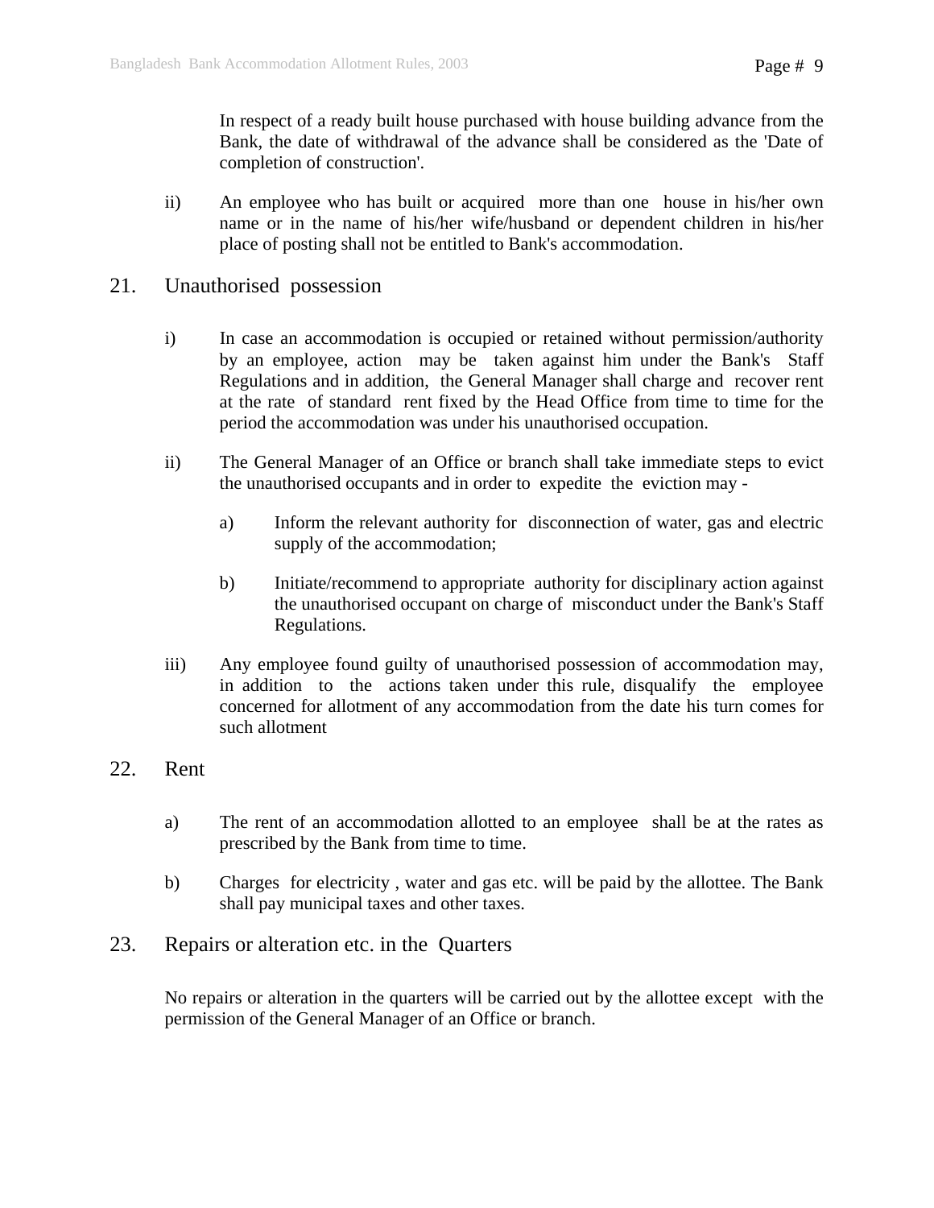In respect of a ready built house purchased with house building advance from the Bank, the date of withdrawal of the advance shall be considered as the 'Date of completion of construction'.

ii) An employee who has built or acquired more than one house in his/her own name or in the name of his/her wife/husband or dependent children in his/her place of posting shall not be entitled to Bank's accommodation.

## 21. Unauthorised possession

i) In case an accommodation is occupied or retained without permission/authority by an employee, action may be taken against him under the Bank's Staff Regulations and in addition, the General Manager shall charge and recover rent at the rate of standard rent fixed by the Head Office from time to time for the period the accommodation was under his unauthorised occupation.

ii) The General Manager of an Office or branch shall take immediate steps to evict the unauthorised occupants and in order to expedite the eviction may -

  a) Inform the relevant authority for disconnection of water, gas and electric supply of the accommodation;

  b) Initiate/recommend to appropriate authority for disciplinary action against the unauthorised occupant on charge of misconduct under the Bank's Staff Regulations.

iii) Any employee found guilty of unauthorised possession of accommodation may, in addition to the actions taken under this rule, disqualify the employee concerned for allotment of any accommodation from the date his turn comes for such allotment

## 22. Rent

a) The rent of an accommodation allotted to an employee shall be at the rates as prescribed by the Bank from time to time.

b) Charges for electricity , water and gas etc. will be paid by the allottee. The Bank shall pay municipal taxes and other taxes.

## 23. Repairs or alteration etc. in the Quarters

No repairs or alteration in the quarters will be carried out by the allottee except with the permission of the General Manager of an Office or branch.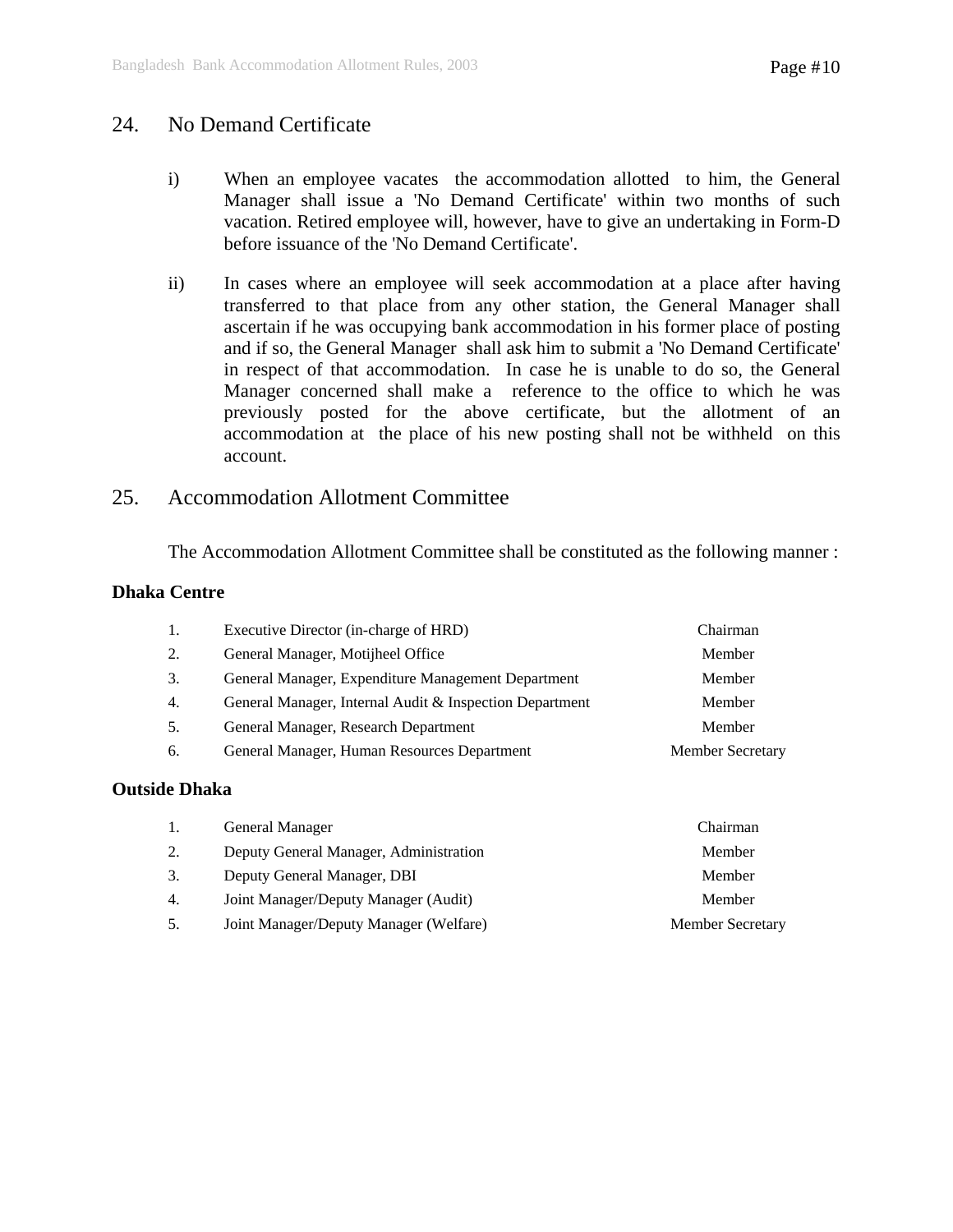## 24. No Demand Certificate

i) When an employee vacates the accommodation allotted to him, the General Manager shall issue a 'No Demand Certificate' within two months of such vacation. Retired employee will, however, have to give an undertaking in Form-D before issuance of the 'No Demand Certificate'.

ii) In cases where an employee will seek accommodation at a place after having transferred to that place from any other station, the General Manager shall ascertain if he was occupying bank accommodation in his former place of posting and if so, the General Manager shall ask him to submit a 'No Demand Certificate' in respect of that accommodation. In case he is unable to do so, the General Manager concerned shall make a reference to the office to which he was previously posted for the above certificate, but the allotment of an accommodation at the place of his new posting shall not be withheld on this account.

## 25. Accommodation Allotment Committee

The Accommodation Allotment Committee shall be constituted as the following manner :

**Dhaka Centre**

| | | |
|---|---|---|
| 1. | Executive Director (in-charge of HRD) | Chairman |
| 2. | General Manager, Motijheel Office | Member |
| 3. | General Manager, Expenditure Management Department | Member |
| 4. | General Manager, Internal Audit & Inspection Department | Member |
| 5. | General Manager, Research Department | Member |
| 6. | General Manager, Human Resources Department | Member Secretary |

**Outside Dhaka**

| | | |
|---|---|---|
| 1. | General Manager | Chairman |
| 2. | Deputy General Manager, Administration | Member |
| 3. | Deputy General Manager, DBI | Member |
| 4. | Joint Manager/Deputy Manager (Audit) | Member |
| 5. | Joint Manager/Deputy Manager (Welfare) | Member Secretary |